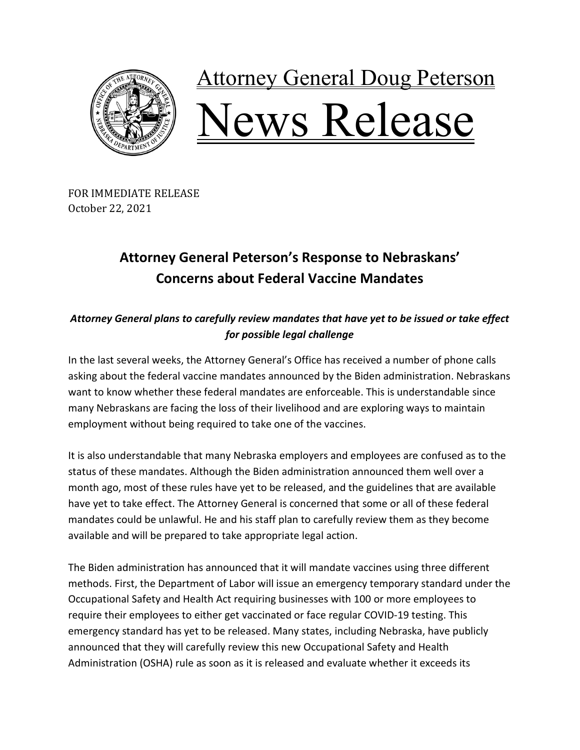# Attorney General Doug Peterson

# News Release

FOR IMMEDIATE RELEASE
October 22, 2021

## Attorney General Peterson's Response to Nebraskans' Concerns about Federal Vaccine Mandates

***Attorney General plans to carefully review mandates that have yet to be issued or take effect for possible legal challenge***

In the last several weeks, the Attorney General's Office has received a number of phone calls asking about the federal vaccine mandates announced by the Biden administration. Nebraskans want to know whether these federal mandates are enforceable. This is understandable since many Nebraskans are facing the loss of their livelihood and are exploring ways to maintain employment without being required to take one of the vaccines.

It is also understandable that many Nebraska employers and employees are confused as to the status of these mandates. Although the Biden administration announced them well over a month ago, most of these rules have yet to be released, and the guidelines that are available have yet to take effect. The Attorney General is concerned that some or all of these federal mandates could be unlawful. He and his staff plan to carefully review them as they become available and will be prepared to take appropriate legal action.

The Biden administration has announced that it will mandate vaccines using three different methods. First, the Department of Labor will issue an emergency temporary standard under the Occupational Safety and Health Act requiring businesses with 100 or more employees to require their employees to either get vaccinated or face regular COVID-19 testing. This emergency standard has yet to be released. Many states, including Nebraska, have publicly announced that they will carefully review this new Occupational Safety and Health Administration (OSHA) rule as soon as it is released and evaluate whether it exceeds its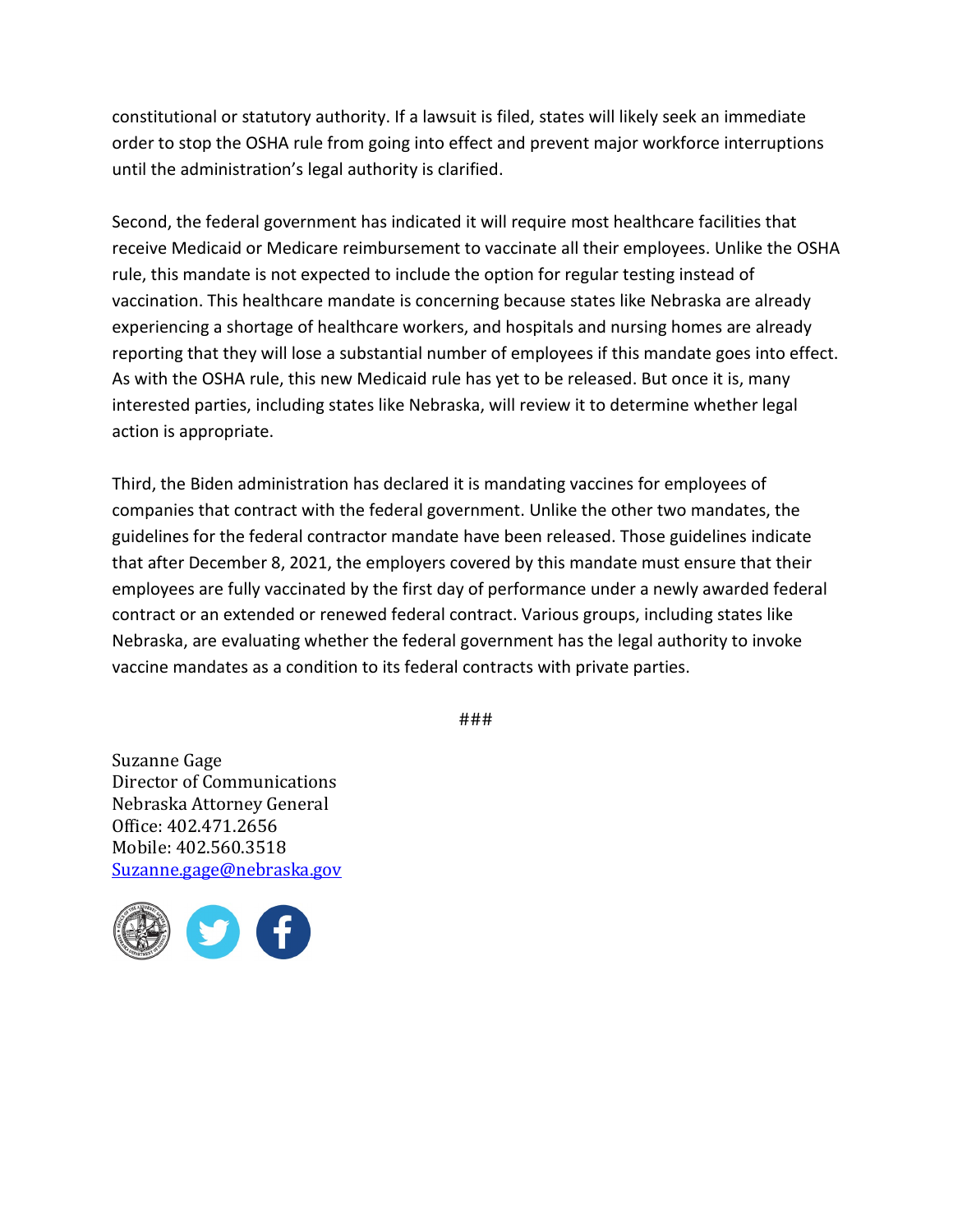constitutional or statutory authority. If a lawsuit is filed, states will likely seek an immediate order to stop the OSHA rule from going into effect and prevent major workforce interruptions until the administration's legal authority is clarified.

Second, the federal government has indicated it will require most healthcare facilities that receive Medicaid or Medicare reimbursement to vaccinate all their employees. Unlike the OSHA rule, this mandate is not expected to include the option for regular testing instead of vaccination. This healthcare mandate is concerning because states like Nebraska are already experiencing a shortage of healthcare workers, and hospitals and nursing homes are already reporting that they will lose a substantial number of employees if this mandate goes into effect. As with the OSHA rule, this new Medicaid rule has yet to be released. But once it is, many interested parties, including states like Nebraska, will review it to determine whether legal action is appropriate.

Third, the Biden administration has declared it is mandating vaccines for employees of companies that contract with the federal government. Unlike the other two mandates, the guidelines for the federal contractor mandate have been released. Those guidelines indicate that after December 8, 2021, the employers covered by this mandate must ensure that their employees are fully vaccinated by the first day of performance under a newly awarded federal contract or an extended or renewed federal contract. Various groups, including states like Nebraska, are evaluating whether the federal government has the legal authority to invoke vaccine mandates as a condition to its federal contracts with private parties.

###

Suzanne Gage
Director of Communications
Nebraska Attorney General
Office: 402.471.2656
Mobile: 402.560.3518
Suzanne.gage@nebraska.gov